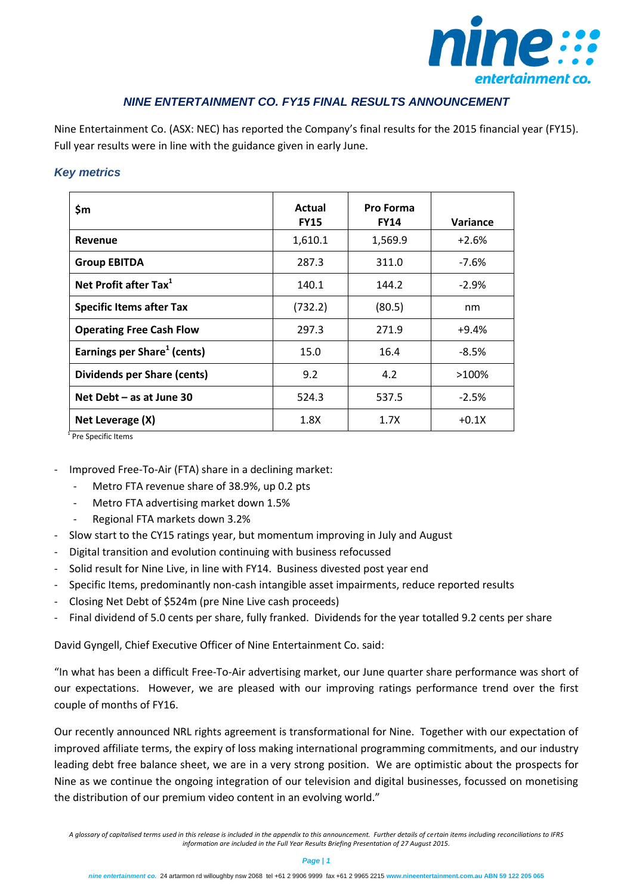## *NINE ENTERTAINMENT CO. FY15 FINAL RESULTS ANNOUNCEMENT*

Nine Entertainment Co. (ASX: NEC) has reported the Company's final results for the 2015 financial year (FY15). Full year results were in line with the guidance given in early June.

### *Key metrics*

| $m | Actual FY15 | Pro Forma FY14 | Variance |
|---|---|---|---|
| **Revenue** | 1,610.1 | 1,569.9 | +2.6% |
| **Group EBITDA** | 287.3 | 311.0 | -7.6% |
| **Net Profit after Tax[1]** | 140.1 | 144.2 | -2.9% |
| **Specific Items after Tax** | (732.2) | (80.5) | nm |
| **Operating Free Cash Flow** | 297.3 | 271.9 | +9.4% |
| **Earnings per Share[1] (cents)** | 15.0 | 16.4 | -8.5% |
| **Dividends per Share (cents)** | 9.2 | 4.2 | >100% |
| **Net Debt – as at June 30** | 524.3 | 537.5 | -2.5% |
| **Net Leverage (X)** | 1.8X | 1.7X | +0.1X |

[1] Pre Specific Items

- Improved Free-To-Air (FTA) share in a declining market:
  - Metro FTA revenue share of 38.9%, up 0.2 pts
  - Metro FTA advertising market down 1.5%
  - Regional FTA markets down 3.2%
- Slow start to the CY15 ratings year, but momentum improving in July and August
- Digital transition and evolution continuing with business refocussed
- Solid result for Nine Live, in line with FY14. Business divested post year end
- Specific Items, predominantly non-cash intangible asset impairments, reduce reported results
- Closing Net Debt of $524m (pre Nine Live cash proceeds)
- Final dividend of 5.0 cents per share, fully franked. Dividends for the year totalled 9.2 cents per share

David Gyngell, Chief Executive Officer of Nine Entertainment Co. said:

"In what has been a difficult Free-To-Air advertising market, our June quarter share performance was short of our expectations. However, we are pleased with our improving ratings performance trend over the first couple of months of FY16.

Our recently announced NRL rights agreement is transformational for Nine. Together with our expectation of improved affiliate terms, the expiry of loss making international programming commitments, and our industry leading debt free balance sheet, we are in a very strong position. We are optimistic about the prospects for Nine as we continue the ongoing integration of our television and digital businesses, focussed on monetising the distribution of our premium video content in an evolving world."

*A glossary of capitalised terms used in this release is included in the appendix to this announcement. Further details of certain items including reconciliations to IFRS information are included in the Full Year Results Briefing Presentation of 27 August 2015.*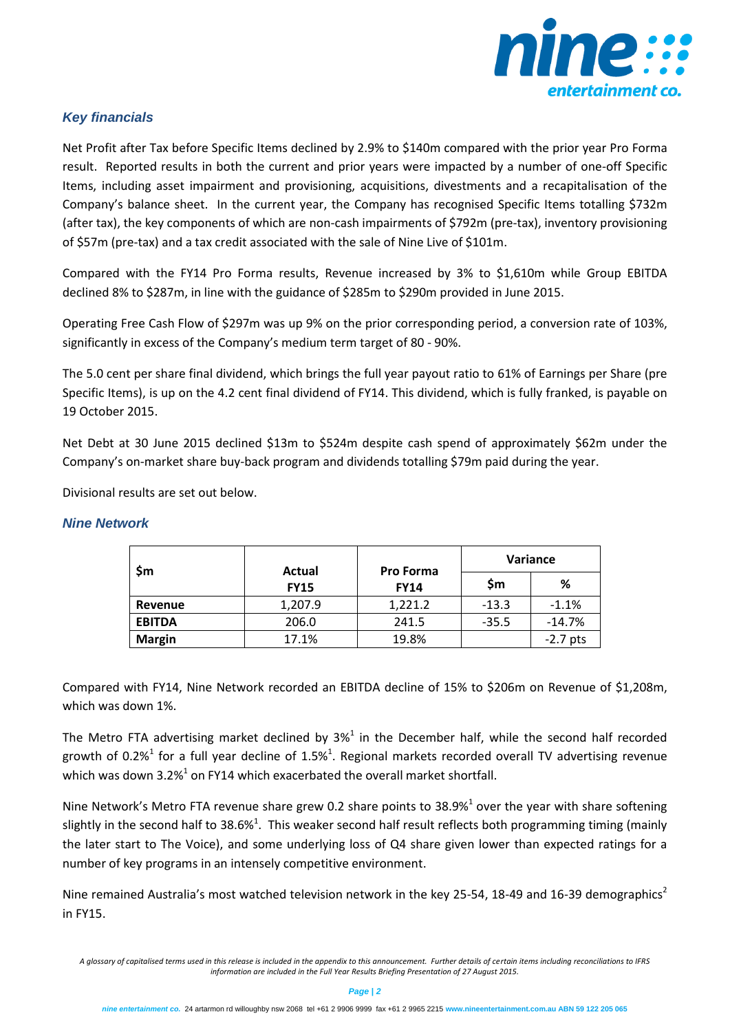## *Key financials*

Net Profit after Tax before Specific Items declined by 2.9% to $140m compared with the prior year Pro Forma result. Reported results in both the current and prior years were impacted by a number of one-off Specific Items, including asset impairment and provisioning, acquisitions, divestments and a recapitalisation of the Company's balance sheet. In the current year, the Company has recognised Specific Items totalling $732m (after tax), the key components of which are non-cash impairments of $792m (pre-tax), inventory provisioning of $57m (pre-tax) and a tax credit associated with the sale of Nine Live of $101m.

Compared with the FY14 Pro Forma results, Revenue increased by 3% to $1,610m while Group EBITDA declined 8% to $287m, in line with the guidance of $285m to $290m provided in June 2015.

Operating Free Cash Flow of $297m was up 9% on the prior corresponding period, a conversion rate of 103%, significantly in excess of the Company's medium term target of 80 - 90%.

The 5.0 cent per share final dividend, which brings the full year payout ratio to 61% of Earnings per Share (pre Specific Items), is up on the 4.2 cent final dividend of FY14. This dividend, which is fully franked, is payable on 19 October 2015.

Net Debt at 30 June 2015 declined $13m to $524m despite cash spend of approximately $62m under the Company's on-market share buy-back program and dividends totalling $79m paid during the year.

Divisional results are set out below.

## *Nine Network*

| $m | Actual FY15 | Pro Forma FY14 | Variance | |
|---|---|---|---|---|
| | | | $m | % |
| **Revenue** | 1,207.9 | 1,221.2 | -13.3 | -1.1% |
| **EBITDA** | 206.0 | 241.5 | -35.5 | -14.7% |
| **Margin** | 17.1% | 19.8% | | -2.7 pts |

Compared with FY14, Nine Network recorded an EBITDA decline of 15% to $206m on Revenue of $1,208m, which was down 1%.

The Metro FTA advertising market declined by 3%[1] in the December half, while the second half recorded growth of 0.2%[1] for a full year decline of 1.5%[1]. Regional markets recorded overall TV advertising revenue which was down 3.2%[1] on FY14 which exacerbated the overall market shortfall.

Nine Network's Metro FTA revenue share grew 0.2 share points to 38.9%[1] over the year with share softening slightly in the second half to 38.6%[1]. This weaker second half result reflects both programming timing (mainly the later start to The Voice), and some underlying loss of Q4 share given lower than expected ratings for a number of key programs in an intensely competitive environment.

Nine remained Australia's most watched television network in the key 25-54, 18-49 and 16-39 demographics[2] in FY15.

*A glossary of capitalised terms used in this release is included in the appendix to this announcement. Further details of certain items including reconciliations to IFRS information are included in the Full Year Results Briefing Presentation of 27 August 2015.*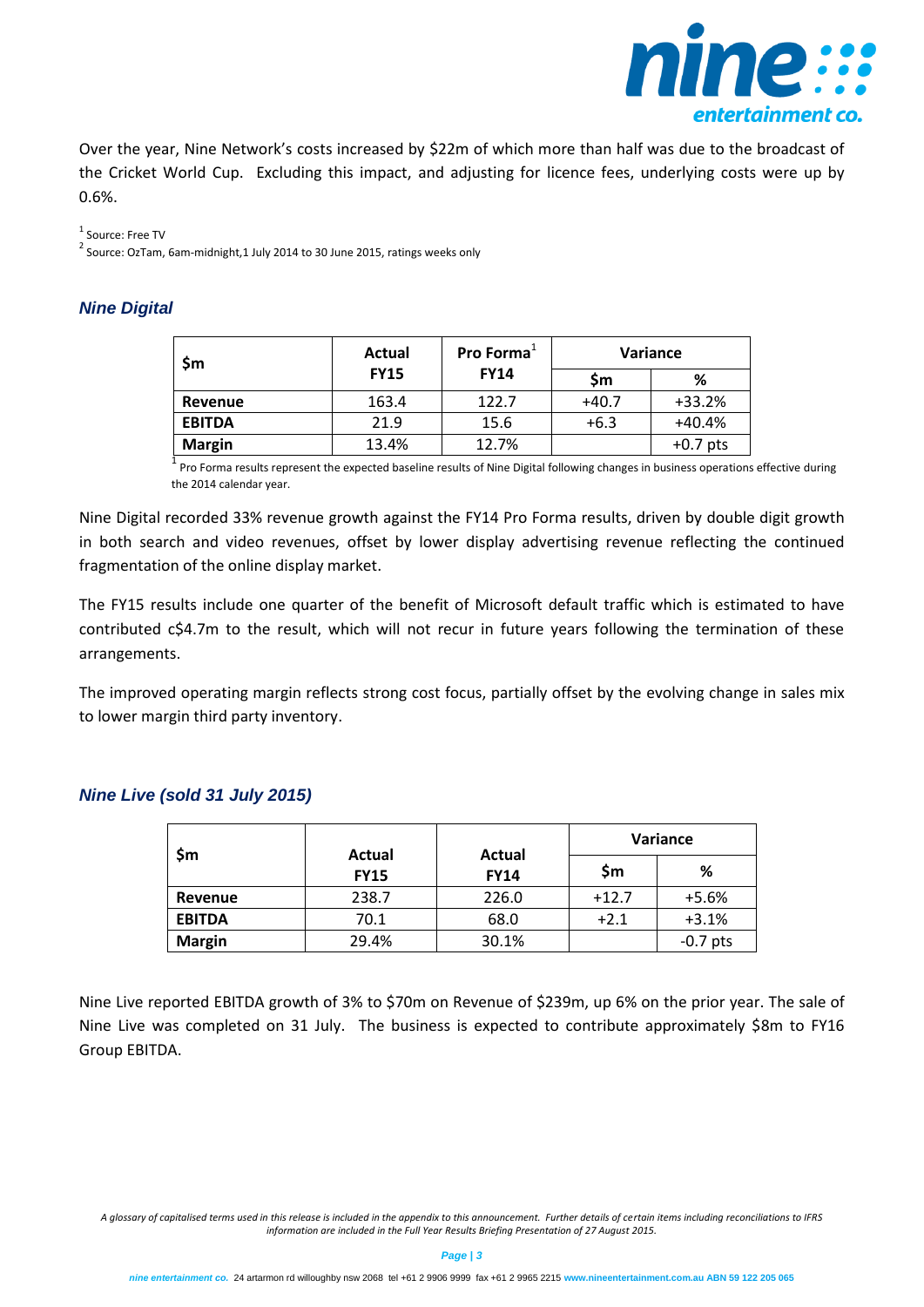Over the year, Nine Network's costs increased by $22m of which more than half was due to the broadcast of the Cricket World Cup. Excluding this impact, and adjusting for licence fees, underlying costs were up by 0.6%.

[1] Source: Free TV
[2] Source: OzTam, 6am-midnight,1 July 2014 to 30 June 2015, ratings weeks only

### *Nine Digital*

| $m | Actual FY15 | Pro Forma[1] FY14 | Variance | |
|---|---|---|---|---|
| | | | $m | % |
| **Revenue** | 163.4 | 122.7 | +40.7 | +33.2% |
| **EBITDA** | 21.9 | 15.6 | +6.3 | +40.4% |
| **Margin** | 13.4% | 12.7% | | +0.7 pts |

[1] Pro Forma results represent the expected baseline results of Nine Digital following changes in business operations effective during the 2014 calendar year.

Nine Digital recorded 33% revenue growth against the FY14 Pro Forma results, driven by double digit growth in both search and video revenues, offset by lower display advertising revenue reflecting the continued fragmentation of the online display market.

The FY15 results include one quarter of the benefit of Microsoft default traffic which is estimated to have contributed c$4.7m to the result, which will not recur in future years following the termination of these arrangements.

The improved operating margin reflects strong cost focus, partially offset by the evolving change in sales mix to lower margin third party inventory.

### *Nine Live (sold 31 July 2015)*

| $m | Actual FY15 | Actual FY14 | Variance | |
|---|---|---|---|---|
| | | | $m | % |
| **Revenue** | 238.7 | 226.0 | +12.7 | +5.6% |
| **EBITDA** | 70.1 | 68.0 | +2.1 | +3.1% |
| **Margin** | 29.4% | 30.1% | | -0.7 pts |

Nine Live reported EBITDA growth of 3% to $70m on Revenue of $239m, up 6% on the prior year. The sale of Nine Live was completed on 31 July. The business is expected to contribute approximately $8m to FY16 Group EBITDA.

*A glossary of capitalised terms used in this release is included in the appendix to this announcement. Further details of certain items including reconciliations to IFRS information are included in the Full Year Results Briefing Presentation of 27 August 2015.*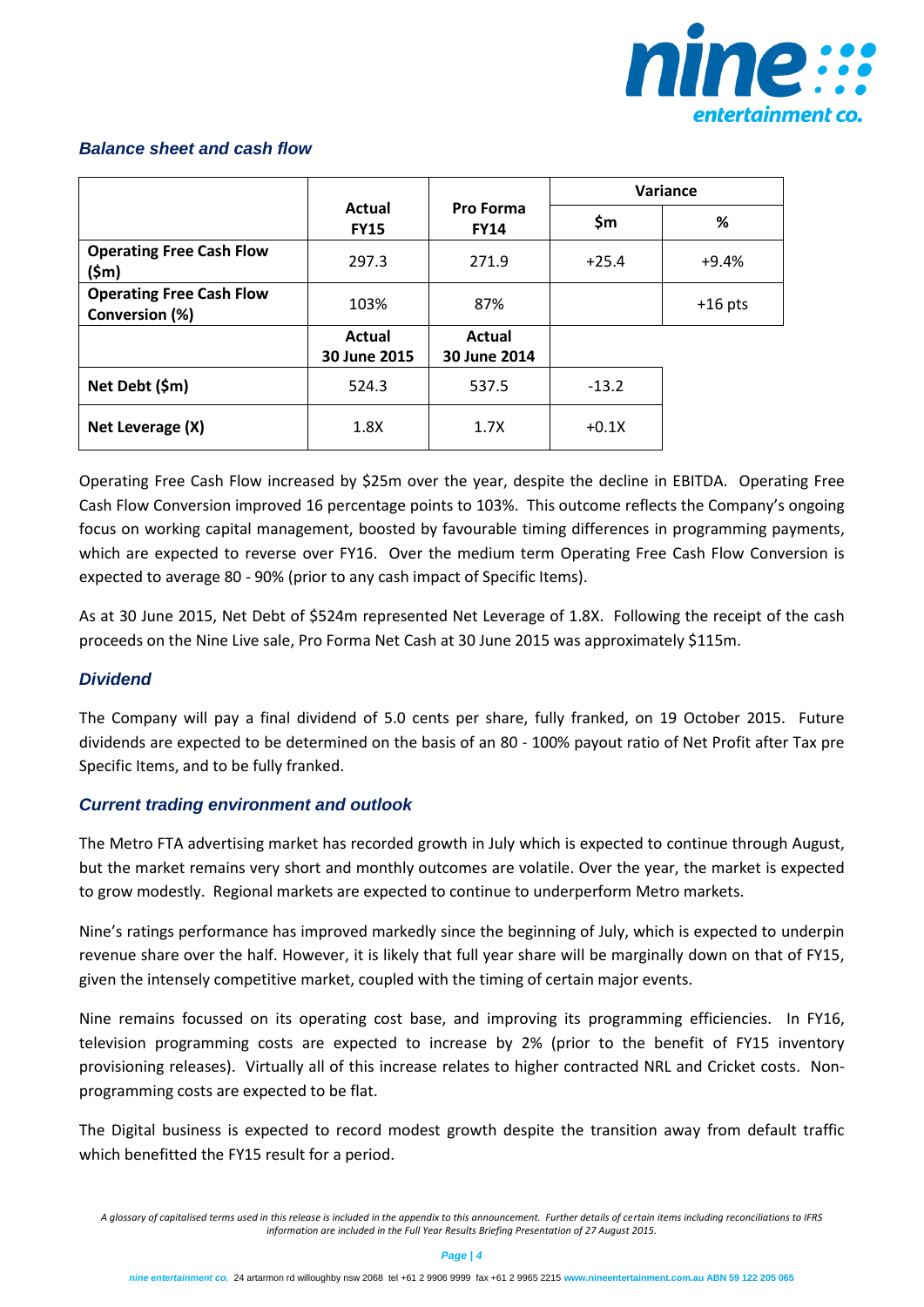### *Balance sheet and cash flow*

| | Actual FY15 | Pro Forma FY14 | Variance | |
|---|---|---|---|---|
| | | | **$m** | **%** |
| **Operating Free Cash Flow ($m)** | 297.3 | 271.9 | +25.4 | +9.4% |
| **Operating Free Cash Flow Conversion (%)** | 103% | 87% | | +16 pts |
| | **Actual 30 June 2015** | **Actual 30 June 2014** | | |
| **Net Debt ($m)** | 524.3 | 537.5 | -13.2 | |
| **Net Leverage (X)** | 1.8X | 1.7X | +0.1X | |

Operating Free Cash Flow increased by $25m over the year, despite the decline in EBITDA. Operating Free Cash Flow Conversion improved 16 percentage points to 103%. This outcome reflects the Company's ongoing focus on working capital management, boosted by favourable timing differences in programming payments, which are expected to reverse over FY16. Over the medium term Operating Free Cash Flow Conversion is expected to average 80 - 90% (prior to any cash impact of Specific Items).

As at 30 June 2015, Net Debt of $524m represented Net Leverage of 1.8X. Following the receipt of the cash proceeds on the Nine Live sale, Pro Forma Net Cash at 30 June 2015 was approximately $115m.

### *Dividend*

The Company will pay a final dividend of 5.0 cents per share, fully franked, on 19 October 2015. Future dividends are expected to be determined on the basis of an 80 - 100% payout ratio of Net Profit after Tax pre Specific Items, and to be fully franked.

### *Current trading environment and outlook*

The Metro FTA advertising market has recorded growth in July which is expected to continue through August, but the market remains very short and monthly outcomes are volatile. Over the year, the market is expected to grow modestly. Regional markets are expected to continue to underperform Metro markets.

Nine's ratings performance has improved markedly since the beginning of July, which is expected to underpin revenue share over the half. However, it is likely that full year share will be marginally down on that of FY15, given the intensely competitive market, coupled with the timing of certain major events.

Nine remains focussed on its operating cost base, and improving its programming efficiencies. In FY16, television programming costs are expected to increase by 2% (prior to the benefit of FY15 inventory provisioning releases). Virtually all of this increase relates to higher contracted NRL and Cricket costs. Non-programming costs are expected to be flat.

The Digital business is expected to record modest growth despite the transition away from default traffic which benefitted the FY15 result for a period.

*A glossary of capitalised terms used in this release is included in the appendix to this announcement. Further details of certain items including reconciliations to IFRS information are included in the Full Year Results Briefing Presentation of 27 August 2015.*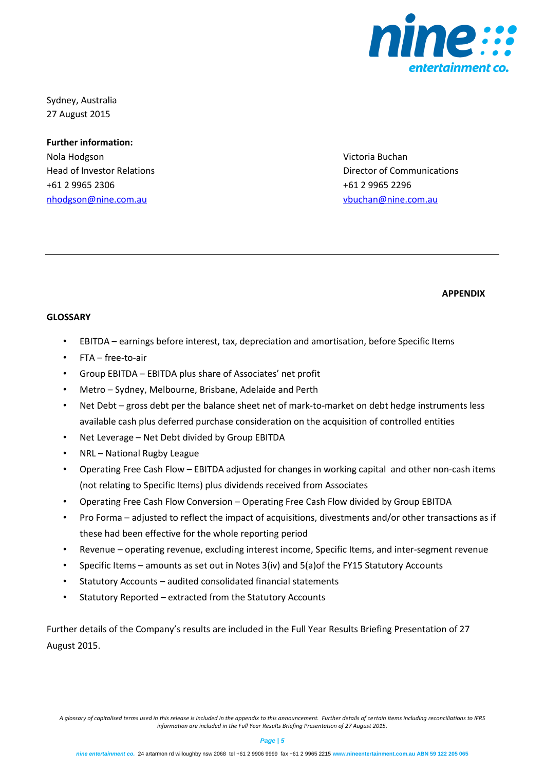Sydney, Australia
27 August 2015

**Further information:**

Nola Hodgson
Head of Investor Relations
+61 2 9965 2306
nhodgson@nine.com.au

Victoria Buchan
Director of Communications
+61 2 9965 2296
vbuchan@nine.com.au

---

**APPENDIX**

**GLOSSARY**

- EBITDA – earnings before interest, tax, depreciation and amortisation, before Specific Items
- FTA – free-to-air
- Group EBITDA – EBITDA plus share of Associates' net profit
- Metro – Sydney, Melbourne, Brisbane, Adelaide and Perth
- Net Debt – gross debt per the balance sheet net of mark-to-market on debt hedge instruments less available cash plus deferred purchase consideration on the acquisition of controlled entities
- Net Leverage – Net Debt divided by Group EBITDA
- NRL – National Rugby League
- Operating Free Cash Flow – EBITDA adjusted for changes in working capital and other non-cash items (not relating to Specific Items) plus dividends received from Associates
- Operating Free Cash Flow Conversion – Operating Free Cash Flow divided by Group EBITDA
- Pro Forma – adjusted to reflect the impact of acquisitions, divestments and/or other transactions as if these had been effective for the whole reporting period
- Revenue – operating revenue, excluding interest income, Specific Items, and inter-segment revenue
- Specific Items – amounts as set out in Notes 3(iv) and 5(a)of the FY15 Statutory Accounts
- Statutory Accounts – audited consolidated financial statements
- Statutory Reported – extracted from the Statutory Accounts

Further details of the Company's results are included in the Full Year Results Briefing Presentation of 27 August 2015.

*A glossary of capitalised terms used in this release is included in the appendix to this announcement. Further details of certain items including reconciliations to IFRS information are included in the Full Year Results Briefing Presentation of 27 August 2015.*